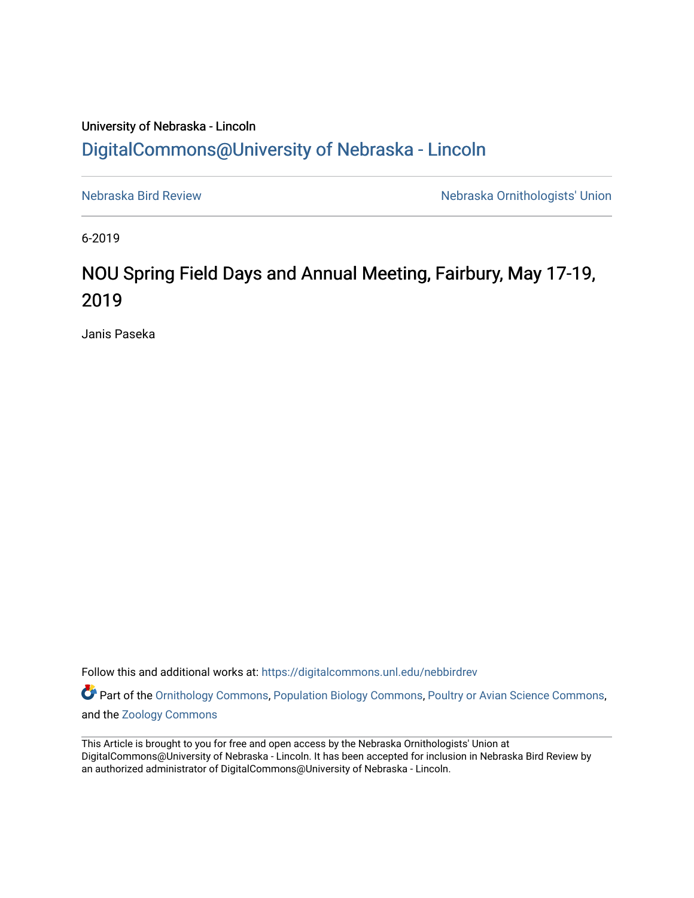University of Nebraska - Lincoln

DigitalCommons@University of Nebraska - Lincoln

Nebraska Bird Review | Nebraska Ornithologists' Union

6-2019

# NOU Spring Field Days and Annual Meeting, Fairbury, May 17-19, 2019

Janis Paseka

Follow this and additional works at: https://digitalcommons.unl.edu/nebbirdrev

Part of the Ornithology Commons, Population Biology Commons, Poultry or Avian Science Commons, and the Zoology Commons

This Article is brought to you for free and open access by the Nebraska Ornithologists' Union at DigitalCommons@University of Nebraska - Lincoln. It has been accepted for inclusion in Nebraska Bird Review by an authorized administrator of DigitalCommons@University of Nebraska - Lincoln.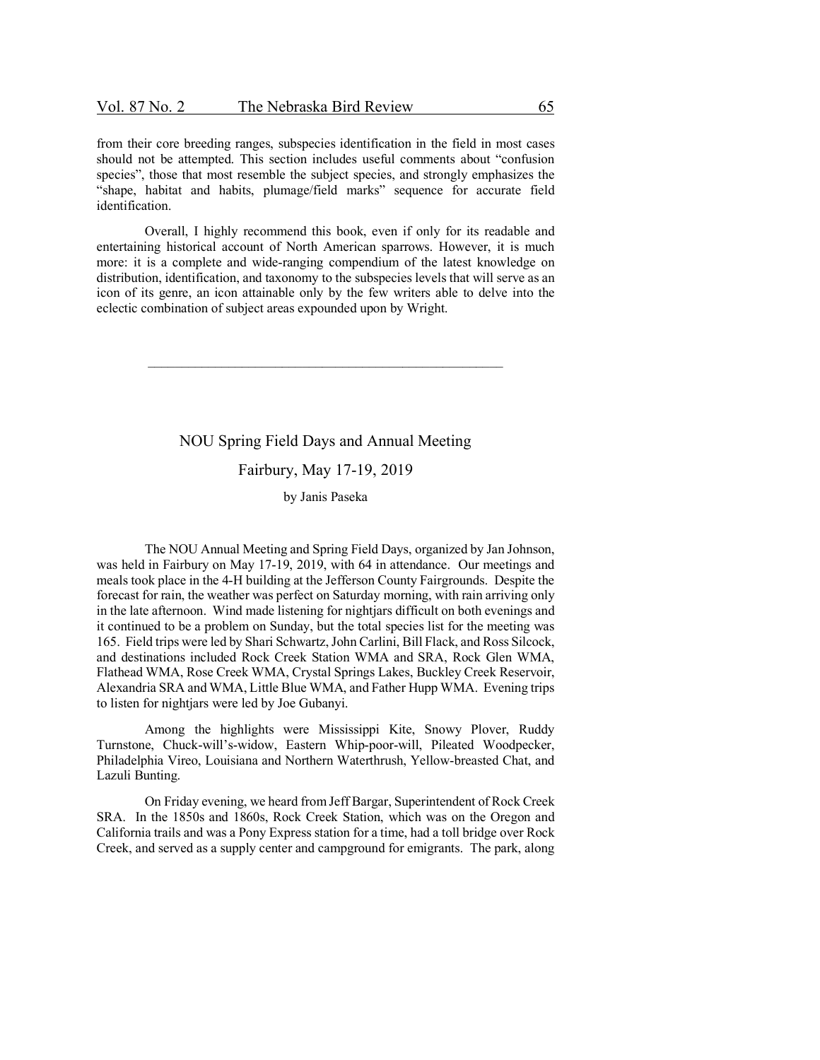from their core breeding ranges, subspecies identification in the field in most cases should not be attempted. This section includes useful comments about "confusion species", those that most resemble the subject species, and strongly emphasizes the "shape, habitat and habits, plumage/field marks" sequence for accurate field identification.

Overall, I highly recommend this book, even if only for its readable and entertaining historical account of North American sparrows. However, it is much more: it is a complete and wide-ranging compendium of the latest knowledge on distribution, identification, and taxonomy to the subspecies levels that will serve as an icon of its genre, an icon attainable only by the few writers able to delve into the eclectic combination of subject areas expounded upon by Wright.

---

## NOU Spring Field Days and Annual Meeting

### Fairbury, May 17-19, 2019

by Janis Paseka

The NOU Annual Meeting and Spring Field Days, organized by Jan Johnson, was held in Fairbury on May 17-19, 2019, with 64 in attendance. Our meetings and meals took place in the 4-H building at the Jefferson County Fairgrounds. Despite the forecast for rain, the weather was perfect on Saturday morning, with rain arriving only in the late afternoon. Wind made listening for nightjars difficult on both evenings and it continued to be a problem on Sunday, but the total species list for the meeting was 165. Field trips were led by Shari Schwartz, John Carlini, Bill Flack, and Ross Silcock, and destinations included Rock Creek Station WMA and SRA, Rock Glen WMA, Flathead WMA, Rose Creek WMA, Crystal Springs Lakes, Buckley Creek Reservoir, Alexandria SRA and WMA, Little Blue WMA, and Father Hupp WMA. Evening trips to listen for nightjars were led by Joe Gubanyi.

Among the highlights were Mississippi Kite, Snowy Plover, Ruddy Turnstone, Chuck-will's-widow, Eastern Whip-poor-will, Pileated Woodpecker, Philadelphia Vireo, Louisiana and Northern Waterthrush, Yellow-breasted Chat, and Lazuli Bunting.

On Friday evening, we heard from Jeff Bargar, Superintendent of Rock Creek SRA. In the 1850s and 1860s, Rock Creek Station, which was on the Oregon and California trails and was a Pony Express station for a time, had a toll bridge over Rock Creek, and served as a supply center and campground for emigrants. The park, along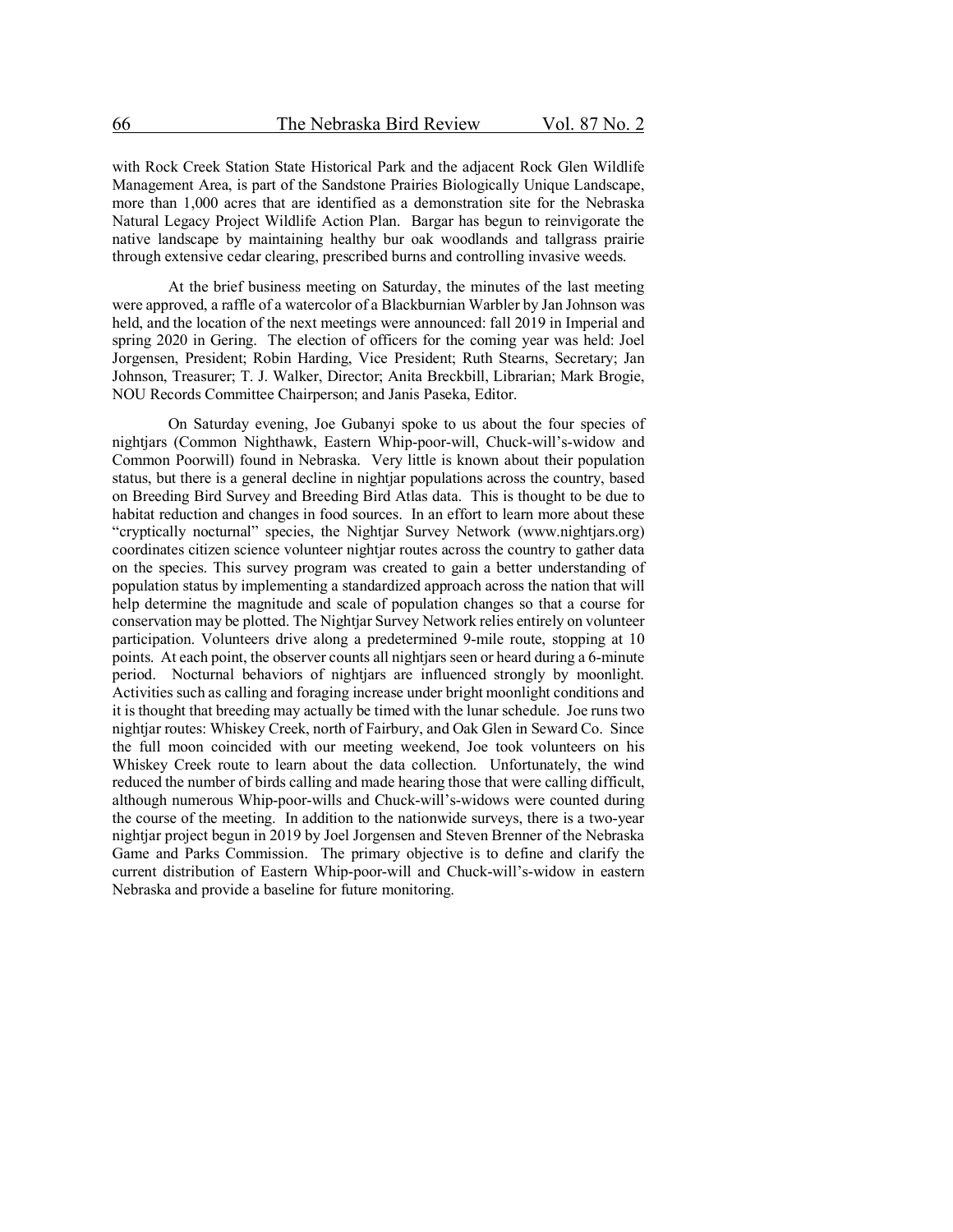with Rock Creek Station State Historical Park and the adjacent Rock Glen Wildlife Management Area, is part of the Sandstone Prairies Biologically Unique Landscape, more than 1,000 acres that are identified as a demonstration site for the Nebraska Natural Legacy Project Wildlife Action Plan. Bargar has begun to reinvigorate the native landscape by maintaining healthy bur oak woodlands and tallgrass prairie through extensive cedar clearing, prescribed burns and controlling invasive weeds.

At the brief business meeting on Saturday, the minutes of the last meeting were approved, a raffle of a watercolor of a Blackburnian Warbler by Jan Johnson was held, and the location of the next meetings were announced: fall 2019 in Imperial and spring 2020 in Gering. The election of officers for the coming year was held: Joel Jorgensen, President; Robin Harding, Vice President; Ruth Stearns, Secretary; Jan Johnson, Treasurer; T. J. Walker, Director; Anita Breckbill, Librarian; Mark Brogie, NOU Records Committee Chairperson; and Janis Paseka, Editor.

On Saturday evening, Joe Gubanyi spoke to us about the four species of nightjars (Common Nighthawk, Eastern Whip-poor-will, Chuck-will's-widow and Common Poorwill) found in Nebraska. Very little is known about their population status, but there is a general decline in nightjar populations across the country, based on Breeding Bird Survey and Breeding Bird Atlas data. This is thought to be due to habitat reduction and changes in food sources. In an effort to learn more about these "cryptically nocturnal" species, the Nightjar Survey Network (www.nightjars.org) coordinates citizen science volunteer nightjar routes across the country to gather data on the species. This survey program was created to gain a better understanding of population status by implementing a standardized approach across the nation that will help determine the magnitude and scale of population changes so that a course for conservation may be plotted. The Nightjar Survey Network relies entirely on volunteer participation. Volunteers drive along a predetermined 9-mile route, stopping at 10 points. At each point, the observer counts all nightjars seen or heard during a 6-minute period. Nocturnal behaviors of nightjars are influenced strongly by moonlight. Activities such as calling and foraging increase under bright moonlight conditions and it is thought that breeding may actually be timed with the lunar schedule. Joe runs two nightjar routes: Whiskey Creek, north of Fairbury, and Oak Glen in Seward Co. Since the full moon coincided with our meeting weekend, Joe took volunteers on his Whiskey Creek route to learn about the data collection. Unfortunately, the wind reduced the number of birds calling and made hearing those that were calling difficult, although numerous Whip-poor-wills and Chuck-will's-widows were counted during the course of the meeting. In addition to the nationwide surveys, there is a two-year nightjar project begun in 2019 by Joel Jorgensen and Steven Brenner of the Nebraska Game and Parks Commission. The primary objective is to define and clarify the current distribution of Eastern Whip-poor-will and Chuck-will's-widow in eastern Nebraska and provide a baseline for future monitoring.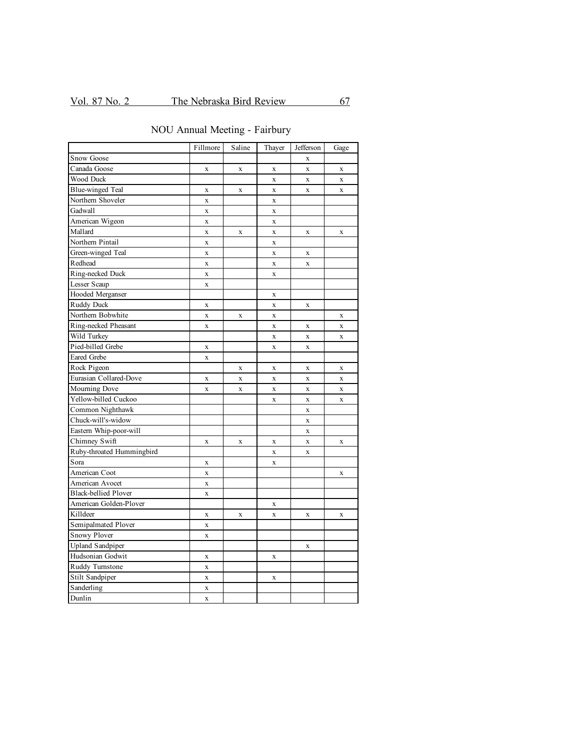## NOU Annual Meeting - Fairbury

| | Fillmore | Saline | Thayer | Jefferson | Gage |
|---|---|---|---|---|---|
| Snow Goose | | | | x | |
| Canada Goose | x | x | x | x | x |
| Wood Duck | | | x | x | x |
| Blue-winged Teal | x | x | x | x | x |
| Northern Shoveler | x | | x | | |
| Gadwall | x | | x | | |
| American Wigeon | x | | x | | |
| Mallard | x | x | x | x | x |
| Northern Pintail | x | | x | | |
| Green-winged Teal | x | | x | x | |
| Redhead | x | | x | x | |
| Ring-necked Duck | x | | x | | |
| Lesser Scaup | x | | | | |
| Hooded Merganser | | | x | | |
| Ruddy Duck | x | | x | x | |
| Northern Bobwhite | x | x | x | | x |
| Ring-necked Pheasant | x | | x | x | x |
| Wild Turkey | | | x | x | x |
| Pied-billed Grebe | x | | x | x | |
| Eared Grebe | x | | | | |
| Rock Pigeon | | x | x | x | x |
| Eurasian Collared-Dove | x | x | x | x | x |
| Mourning Dove | x | x | x | x | x |
| Yellow-billed Cuckoo | | | x | x | x |
| Common Nighthawk | | | | x | |
| Chuck-will's-widow | | | | x | |
| Eastern Whip-poor-will | | | | x | |
| Chimney Swift | x | x | x | x | x |
| Ruby-throated Hummingbird | | | x | x | |
| Sora | x | | x | | |
| American Coot | x | | | | x |
| American Avocet | x | | | | |
| Black-bellied Plover | x | | | | |
| American Golden-Plover | | | x | | |
| Killdeer | x | x | x | x | x |
| Semipalmated Plover | x | | | | |
| Snowy Plover | x | | | | |
| Upland Sandpiper | | | | x | |
| Hudsonian Godwit | x | | x | | |
| Ruddy Turnstone | x | | | | |
| Stilt Sandpiper | x | | x | | |
| Sanderling | x | | | | |
| Dunlin | x | | | | |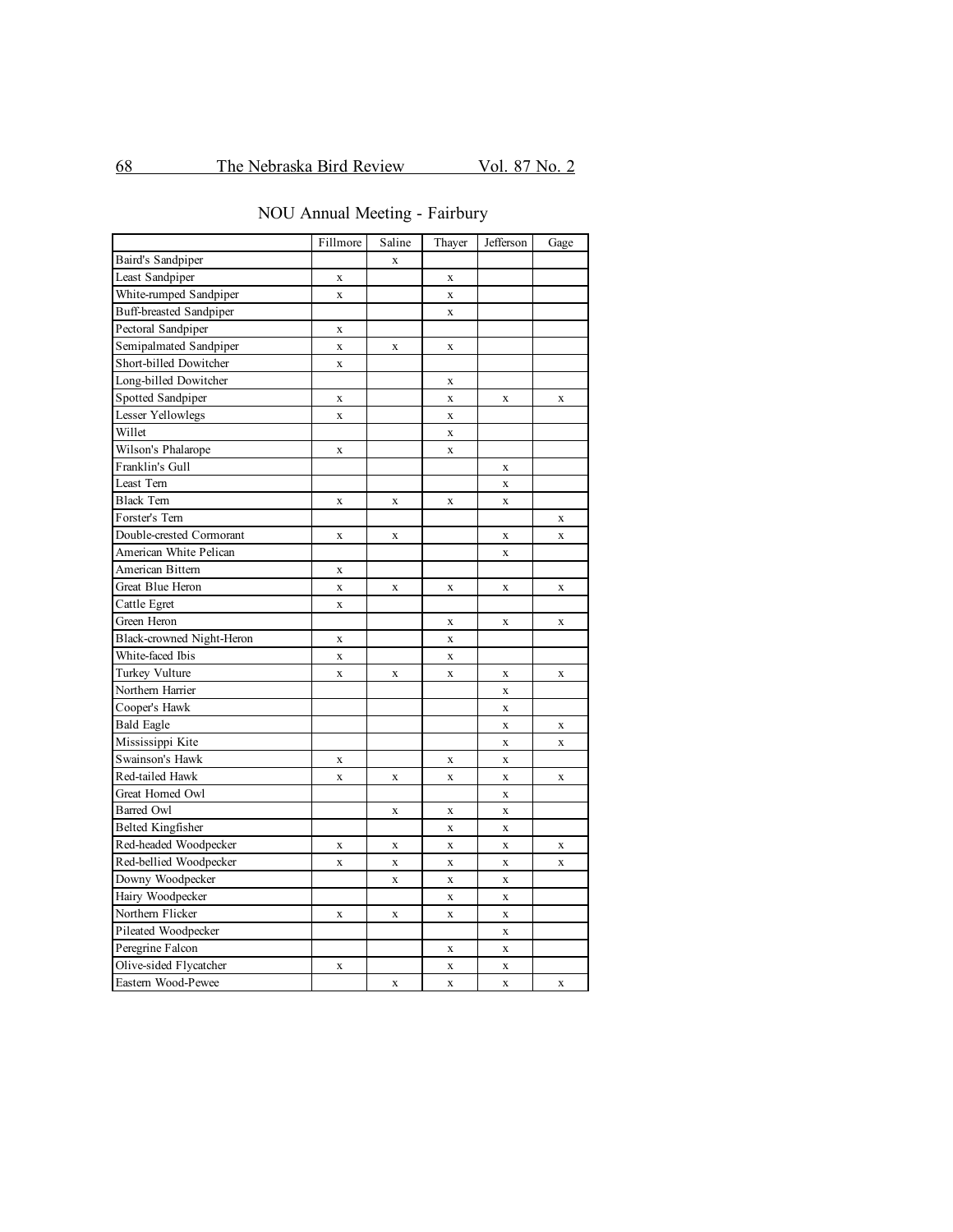## NOU Annual Meeting - Fairbury

| | Fillmore | Saline | Thayer | Jefferson | Gage |
|---|---|---|---|---|---|
| Baird's Sandpiper | | x | | | |
| Least Sandpiper | x | | x | | |
| White-rumped Sandpiper | x | | x | | |
| Buff-breasted Sandpiper | | | x | | |
| Pectoral Sandpiper | x | | | | |
| Semipalmated Sandpiper | x | x | x | | |
| Short-billed Dowitcher | x | | | | |
| Long-billed Dowitcher | | | x | | |
| Spotted Sandpiper | x | | x | x | x |
| Lesser Yellowlegs | x | | x | | |
| Willet | | | x | | |
| Wilson's Phalarope | x | | x | | |
| Franklin's Gull | | | | x | |
| Least Tern | | | | x | |
| Black Tern | x | x | x | x | |
| Forster's Tern | | | | | x |
| Double-crested Cormorant | x | x | | x | x |
| American White Pelican | | | | x | |
| American Bittern | x | | | | |
| Great Blue Heron | x | x | x | x | x |
| Cattle Egret | x | | | | |
| Green Heron | | | x | x | x |
| Black-crowned Night-Heron | x | | x | | |
| White-faced Ibis | x | | x | | |
| Turkey Vulture | x | x | x | x | x |
| Northern Harrier | | | | x | |
| Cooper's Hawk | | | | x | |
| Bald Eagle | | | | x | x |
| Mississippi Kite | | | | x | x |
| Swainson's Hawk | x | | x | x | |
| Red-tailed Hawk | x | x | x | x | x |
| Great Horned Owl | | | | x | |
| Barred Owl | | x | x | x | |
| Belted Kingfisher | | | x | x | |
| Red-headed Woodpecker | x | x | x | x | x |
| Red-bellied Woodpecker | x | x | x | x | x |
| Downy Woodpecker | | x | x | x | |
| Hairy Woodpecker | | | x | x | |
| Northern Flicker | x | x | x | x | |
| Pileated Woodpecker | | | | x | |
| Peregrine Falcon | | | x | x | |
| Olive-sided Flycatcher | x | | x | x | |
| Eastern Wood-Pewee | | x | x | x | x |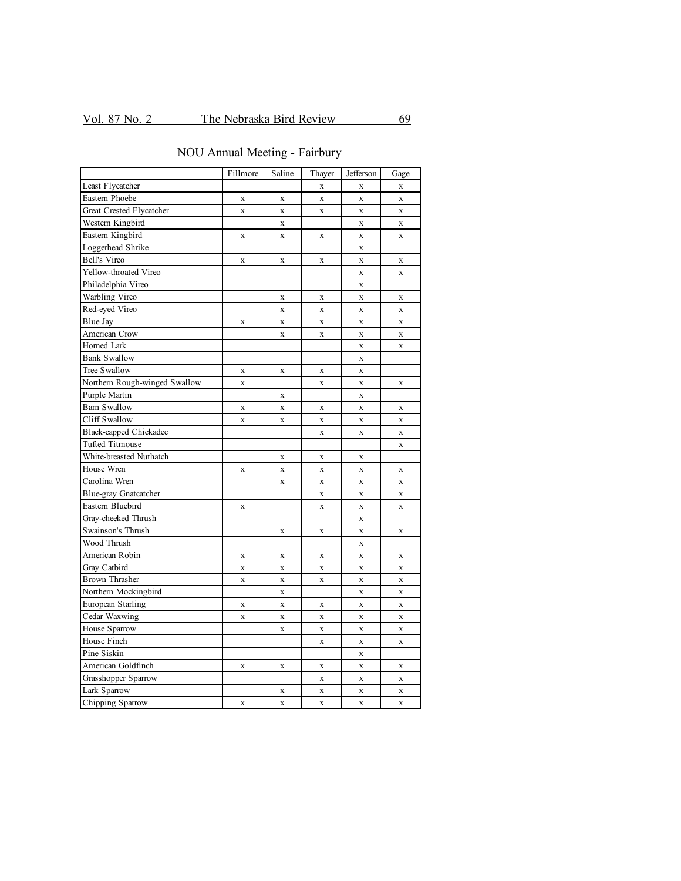## NOU Annual Meeting - Fairbury

| | Fillmore | Saline | Thayer | Jefferson | Gage |
|---|---|---|---|---|---|
| Least Flycatcher | | | x | x | x |
| Eastern Phoebe | x | x | x | x | x |
| Great Crested Flycatcher | x | x | x | x | x |
| Western Kingbird | | x | | x | x |
| Eastern Kingbird | x | x | x | x | x |
| Loggerhead Shrike | | | | x | |
| Bell's Vireo | x | x | x | x | x |
| Yellow-throated Vireo | | | | x | x |
| Philadelphia Vireo | | | | x | |
| Warbling Vireo | | x | x | x | x |
| Red-eyed Vireo | | x | x | x | x |
| Blue Jay | x | x | x | x | x |
| American Crow | | x | x | x | x |
| Horned Lark | | | | x | x |
| Bank Swallow | | | | x | |
| Tree Swallow | x | x | x | x | |
| Northern Rough-winged Swallow | x | | x | x | x |
| Purple Martin | | x | | x | |
| Barn Swallow | x | x | x | x | x |
| Cliff Swallow | x | x | x | x | x |
| Black-capped Chickadee | | | x | x | x |
| Tufted Titmouse | | | | | x |
| White-breasted Nuthatch | | x | x | x | |
| House Wren | x | x | x | x | x |
| Carolina Wren | | x | x | x | x |
| Blue-gray Gnatcatcher | | | x | x | x |
| Eastern Bluebird | x | | x | x | x |
| Gray-cheeked Thrush | | | | x | |
| Swainson's Thrush | | x | x | x | x |
| Wood Thrush | | | | x | |
| American Robin | x | x | x | x | x |
| Gray Catbird | x | x | x | x | x |
| Brown Thrasher | x | x | x | x | x |
| Northern Mockingbird | | x | | x | x |
| European Starling | x | x | x | x | x |
| Cedar Waxwing | x | x | x | x | x |
| House Sparrow | | x | x | x | x |
| House Finch | | | x | x | x |
| Pine Siskin | | | | x | |
| American Goldfinch | x | x | x | x | x |
| Grasshopper Sparrow | | | x | x | x |
| Lark Sparrow | | x | x | x | x |
| Chipping Sparrow | x | x | x | x | x |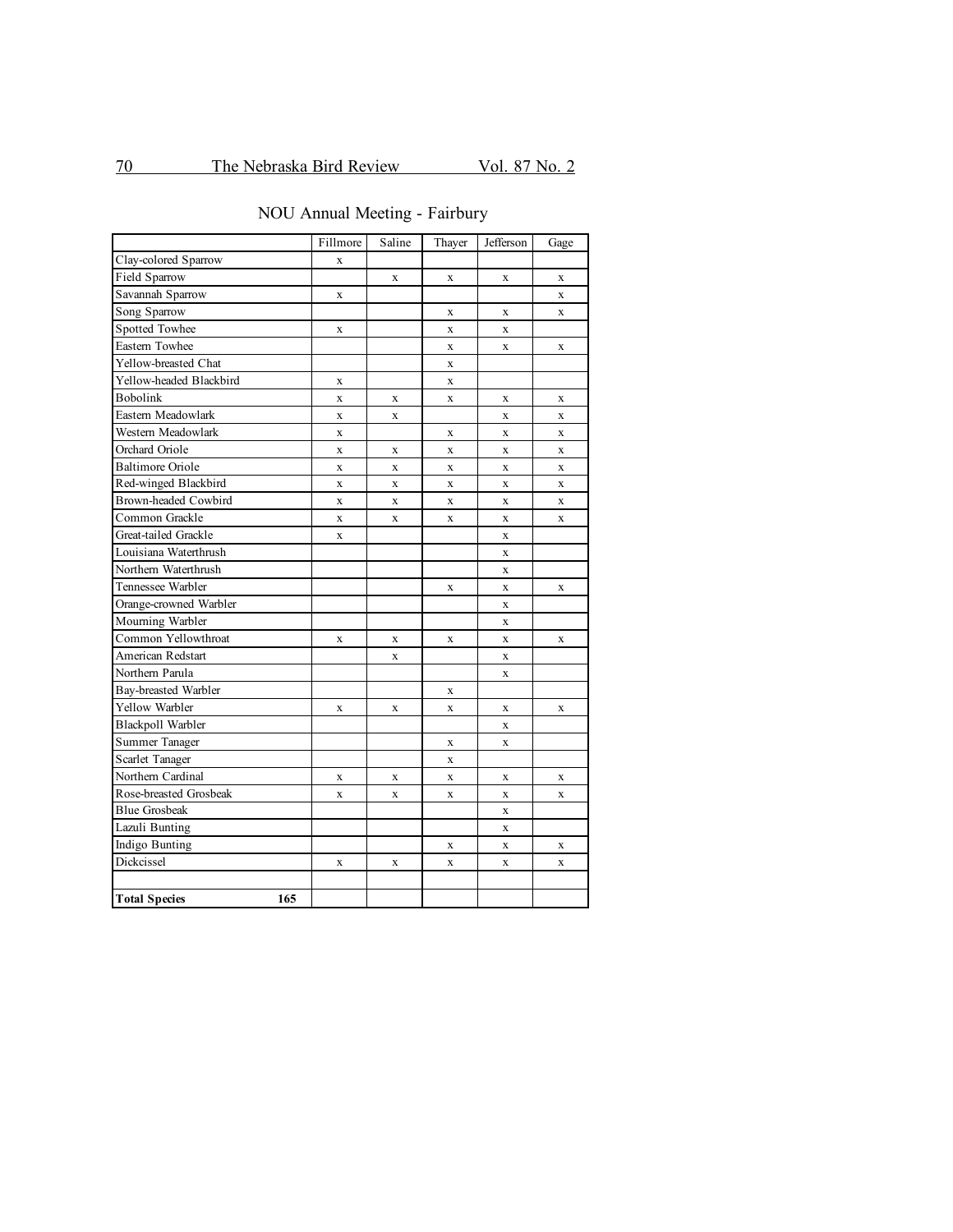## NOU Annual Meeting - Fairbury

| | Fillmore | Saline | Thayer | Jefferson | Gage |
|---|---|---|---|---|---|
| Clay-colored Sparrow | x | | | | |
| Field Sparrow | | x | x | x | x |
| Savannah Sparrow | x | | | | x |
| Song Sparrow | | | x | x | x |
| Spotted Towhee | x | | x | x | |
| Eastern Towhee | | | x | x | x |
| Yellow-breasted Chat | | | x | | |
| Yellow-headed Blackbird | x | | x | | |
| Bobolink | x | x | x | x | x |
| Eastern Meadowlark | x | x | | x | x |
| Western Meadowlark | x | | x | x | x |
| Orchard Oriole | x | x | x | x | x |
| Baltimore Oriole | x | x | x | x | x |
| Red-winged Blackbird | x | x | x | x | x |
| Brown-headed Cowbird | x | x | x | x | x |
| Common Grackle | x | x | x | x | x |
| Great-tailed Grackle | x | | | x | |
| Louisiana Waterthrush | | | | x | |
| Northern Waterthrush | | | | x | |
| Tennessee Warbler | | | x | x | x |
| Orange-crowned Warbler | | | | x | |
| Mourning Warbler | | | | x | |
| Common Yellowthroat | x | x | x | x | x |
| American Redstart | | x | | x | |
| Northern Parula | | | | x | |
| Bay-breasted Warbler | | | x | | |
| Yellow Warbler | x | x | x | x | x |
| Blackpoll Warbler | | | | x | |
| Summer Tanager | | | x | x | |
| Scarlet Tanager | | | x | | |
| Northern Cardinal | x | x | x | x | x |
| Rose-breasted Grosbeak | x | x | x | x | x |
| Blue Grosbeak | | | | x | |
| Lazuli Bunting | | | | x | |
| Indigo Bunting | | | x | x | x |
| Dickcissel | x | x | x | x | x |
| | | | | | |
| **Total Species** 165 | | | | | |